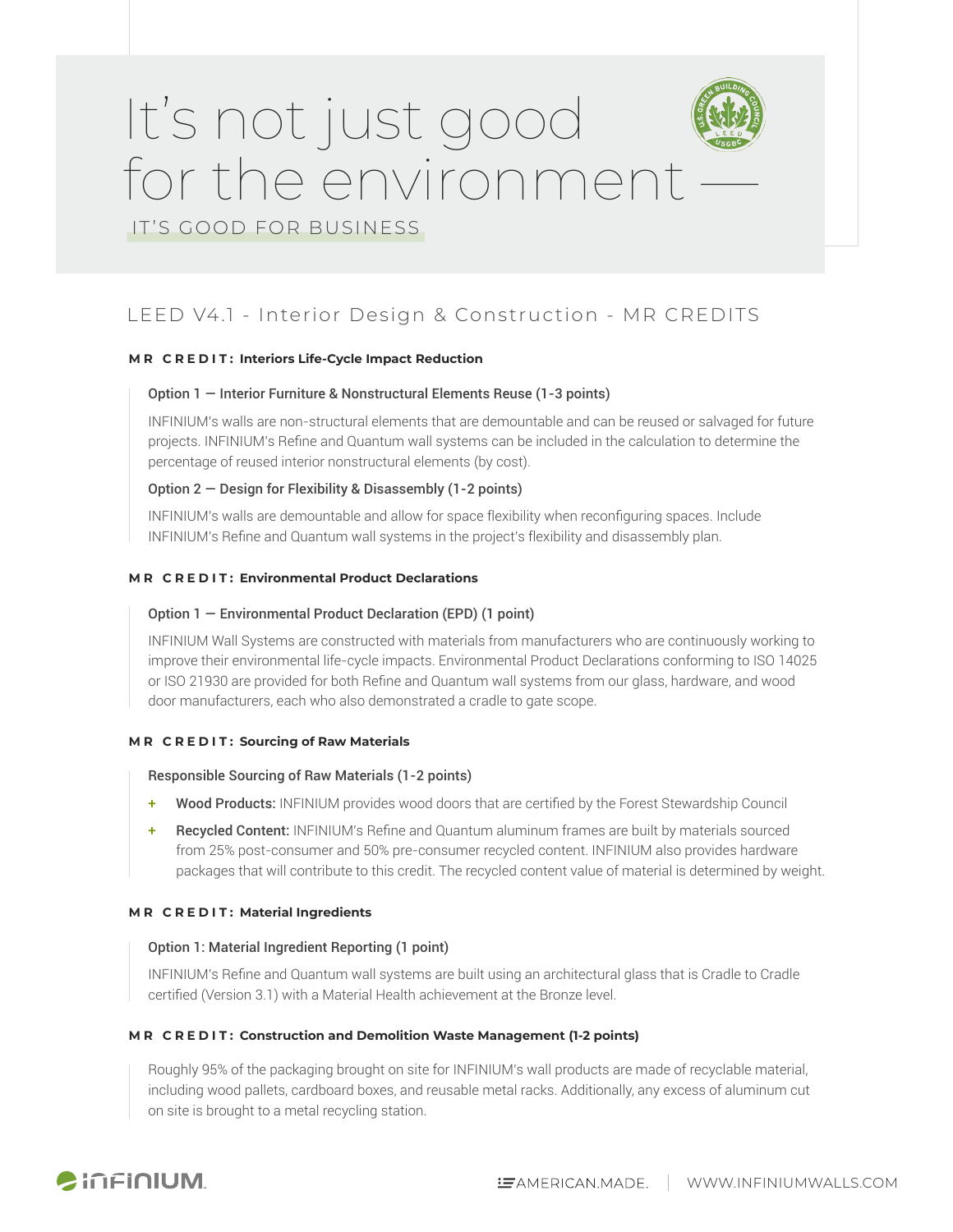# It's not just good for the environment — IT'S GOOD FOR BUSINESS

## LEED V4.1 - Interior Design & Construction - MR CREDITS

### MR CREDIT: Interiors Life-Cycle Impact Reduction

**Option 1 — Interior Furniture & Nonstructural Elements Reuse (1-3 points)**

INFINIUM's walls are non-structural elements that are demountable and can be reused or salvaged for future projects. INFINIUM's Refine and Quantum wall systems can be included in the calculation to determine the percentage of reused interior nonstructural elements (by cost).

**Option 2 — Design for Flexibility & Disassembly (1-2 points)**

INFINIUM's walls are demountable and allow for space flexibility when reconfiguring spaces. Include INFINIUM's Refine and Quantum wall systems in the project's flexibility and disassembly plan.

### MR CREDIT: Environmental Product Declarations

**Option 1 — Environmental Product Declaration (EPD) (1 point)**

INFINIUM Wall Systems are constructed with materials from manufacturers who are continuously working to improve their environmental life-cycle impacts. Environmental Product Declarations conforming to ISO 14025 or ISO 21930 are provided for both Refine and Quantum wall systems from our glass, hardware, and wood door manufacturers, each who also demonstrated a cradle to gate scope.

### MR CREDIT: Sourcing of Raw Materials

**Responsible Sourcing of Raw Materials (1-2 points)**

+ **Wood Products:** INFINIUM provides wood doors that are certified by the Forest Stewardship Council
+ **Recycled Content:** INFINIUM's Refine and Quantum aluminum frames are built by materials sourced from 25% post-consumer and 50% pre-consumer recycled content. INFINIUM also provides hardware packages that will contribute to this credit. The recycled content value of material is determined by weight.

### MR CREDIT: Material Ingredients

**Option 1: Material Ingredient Reporting (1 point)**

INFINIUM's Refine and Quantum wall systems are built using an architectural glass that is Cradle to Cradle certified (Version 3.1) with a Material Health achievement at the Bronze level.

### MR CREDIT: Construction and Demolition Waste Management (1-2 points)

Roughly 95% of the packaging brought on site for INFINIUM's wall products are made of recyclable material, including wood pallets, cardboard boxes, and reusable metal racks. Additionally, any excess of aluminum cut on site is brought to a metal recycling station.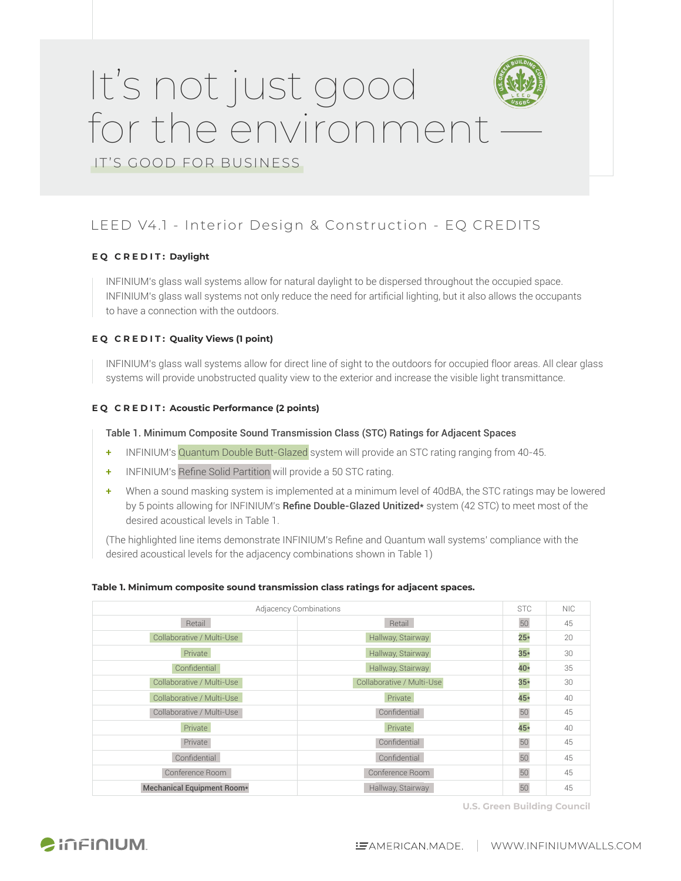# It's not just good for the environment — IT'S GOOD FOR BUSINESS

## LEED V4.1 - Interior Design & Construction - EQ CREDITS

### EQ CREDIT: Daylight

INFINIUM's glass wall systems allow for natural daylight to be dispersed throughout the occupied space. INFINIUM's glass wall systems not only reduce the need for artificial lighting, but it also allows the occupants to have a connection with the outdoors.

### EQ CREDIT: Quality Views (1 point)

INFINIUM's glass wall systems allow for direct line of sight to the outdoors for occupied floor areas. All clear glass systems will provide unobstructed quality view to the exterior and increase the visible light transmittance.

### EQ CREDIT: Acoustic Performance (2 points)

Table 1. Minimum Composite Sound Transmission Class (STC) Ratings for Adjacent Spaces

- INFINIUM's Quantum Double Butt-Glazed system will provide an STC rating ranging from 40-45.
- INFINIUM's Refine Solid Partition will provide a 50 STC rating.
- When a sound masking system is implemented at a minimum level of 40dBA, the STC ratings may be lowered by 5 points allowing for INFINIUM's **Refine Double-Glazed Unitized*** system (42 STC) to meet most of the desired acoustical levels in Table 1.

(The highlighted line items demonstrate INFINIUM's Refine and Quantum wall systems' compliance with the desired acoustical levels for the adjacency combinations shown in Table 1)

**Table 1. Minimum composite sound transmission class ratings for adjacent spaces.**

| Adjacency Combinations | | STC | NIC |
|---|---|---|---|
| Retail | Retail | 50 | 45 |
| Collaborative / Multi-Use | Hallway, Stairway | **25*** | 20 |
| Private | Hallway, Stairway | **35*** | 30 |
| Confidential | Hallway, Stairway | **40*** | 35 |
| Collaborative / Multi-Use | Collaborative / Multi-Use | **35*** | 30 |
| Collaborative / Multi-Use | Private | **45*** | 40 |
| Collaborative / Multi-Use | Confidential | 50 | 45 |
| Private | Private | **45*** | 40 |
| Private | Confidential | 50 | 45 |
| Confidential | Confidential | 50 | 45 |
| Conference Room | Conference Room | 50 | 45 |
| **Mechanical Equipment Room*** | Hallway, Stairway | 50 | 45 |

U.S. Green Building Council

INFINIUM. AMERICAN.MADE. | WWW.INFINIUMWALLS.COM